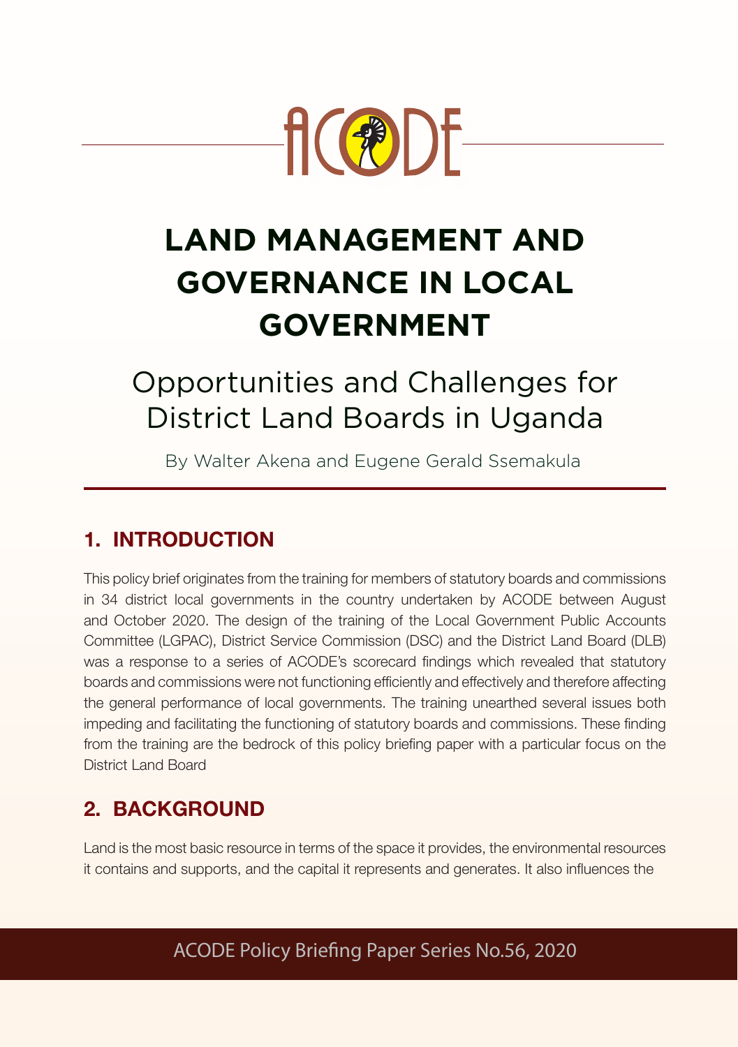# LAND MANAGEMENT AND GOVERNANCE IN LOCAL GOVERNMENT

## Opportunities and Challenges for District Land Boards in Uganda

By Walter Akena and Eugene Gerald Ssemakula

## 1. INTRODUCTION

This policy brief originates from the training for members of statutory boards and commissions in 34 district local governments in the country undertaken by ACODE between August and October 2020. The design of the training of the Local Government Public Accounts Committee (LGPAC), District Service Commission (DSC) and the District Land Board (DLB) was a response to a series of ACODE's scorecard findings which revealed that statutory boards and commissions were not functioning efficiently and effectively and therefore affecting the general performance of local governments. The training unearthed several issues both impeding and facilitating the functioning of statutory boards and commissions. These finding from the training are the bedrock of this policy briefing paper with a particular focus on the District Land Board

## 2. BACKGROUND

Land is the most basic resource in terms of the space it provides, the environmental resources it contains and supports, and the capital it represents and generates. It also influences the

ACODE Policy Briefing Paper Series No.56, 2020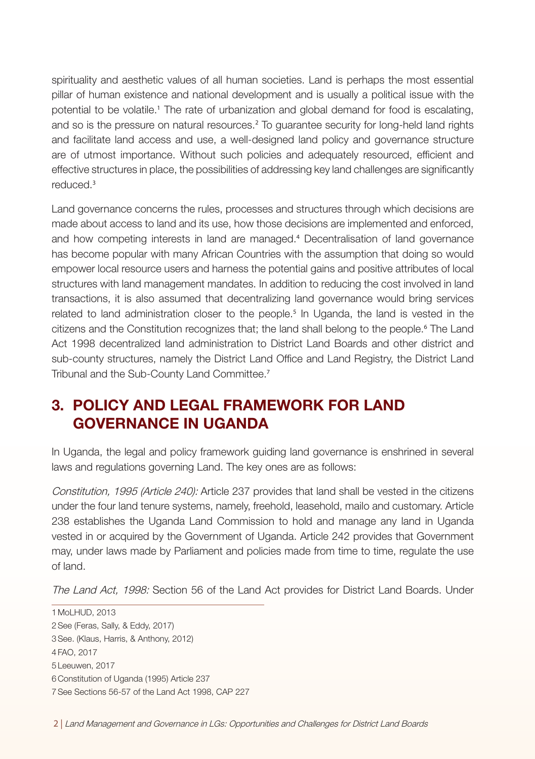spirituality and aesthetic values of all human societies. Land is perhaps the most essential pillar of human existence and national development and is usually a political issue with the potential to be volatile.[1] The rate of urbanization and global demand for food is escalating, and so is the pressure on natural resources.[2] To guarantee security for long-held land rights and facilitate land access and use, a well-designed land policy and governance structure are of utmost importance. Without such policies and adequately resourced, efficient and effective structures in place, the possibilities of addressing key land challenges are significantly reduced.[3]

Land governance concerns the rules, processes and structures through which decisions are made about access to land and its use, how those decisions are implemented and enforced, and how competing interests in land are managed.[4] Decentralisation of land governance has become popular with many African Countries with the assumption that doing so would empower local resource users and harness the potential gains and positive attributes of local structures with land management mandates. In addition to reducing the cost involved in land transactions, it is also assumed that decentralizing land governance would bring services related to land administration closer to the people.[5] In Uganda, the land is vested in the citizens and the Constitution recognizes that; the land shall belong to the people.[6] The Land Act 1998 decentralized land administration to District Land Boards and other district and sub-county structures, namely the District Land Office and Land Registry, the District Land Tribunal and the Sub-County Land Committee.[7]

## 3. POLICY AND LEGAL FRAMEWORK FOR LAND GOVERNANCE IN UGANDA

In Uganda, the legal and policy framework guiding land governance is enshrined in several laws and regulations governing Land. The key ones are as follows:

*Constitution, 1995 (Article 240):* Article 237 provides that land shall be vested in the citizens under the four land tenure systems, namely, freehold, leasehold, mailo and customary. Article 238 establishes the Uganda Land Commission to hold and manage any land in Uganda vested in or acquired by the Government of Uganda. Article 242 provides that Government may, under laws made by Parliament and policies made from time to time, regulate the use of land.

*The Land Act, 1998:* Section 56 of the Land Act provides for District Land Boards. Under

---

1 MoLHUD, 2013
2 See (Feras, Sally, & Eddy, 2017)
3 See. (Klaus, Harris, & Anthony, 2012)
4 FAO, 2017
5 Leeuwen, 2017
6 Constitution of Uganda (1995) Article 237
7 See Sections 56-57 of the Land Act 1998, CAP 227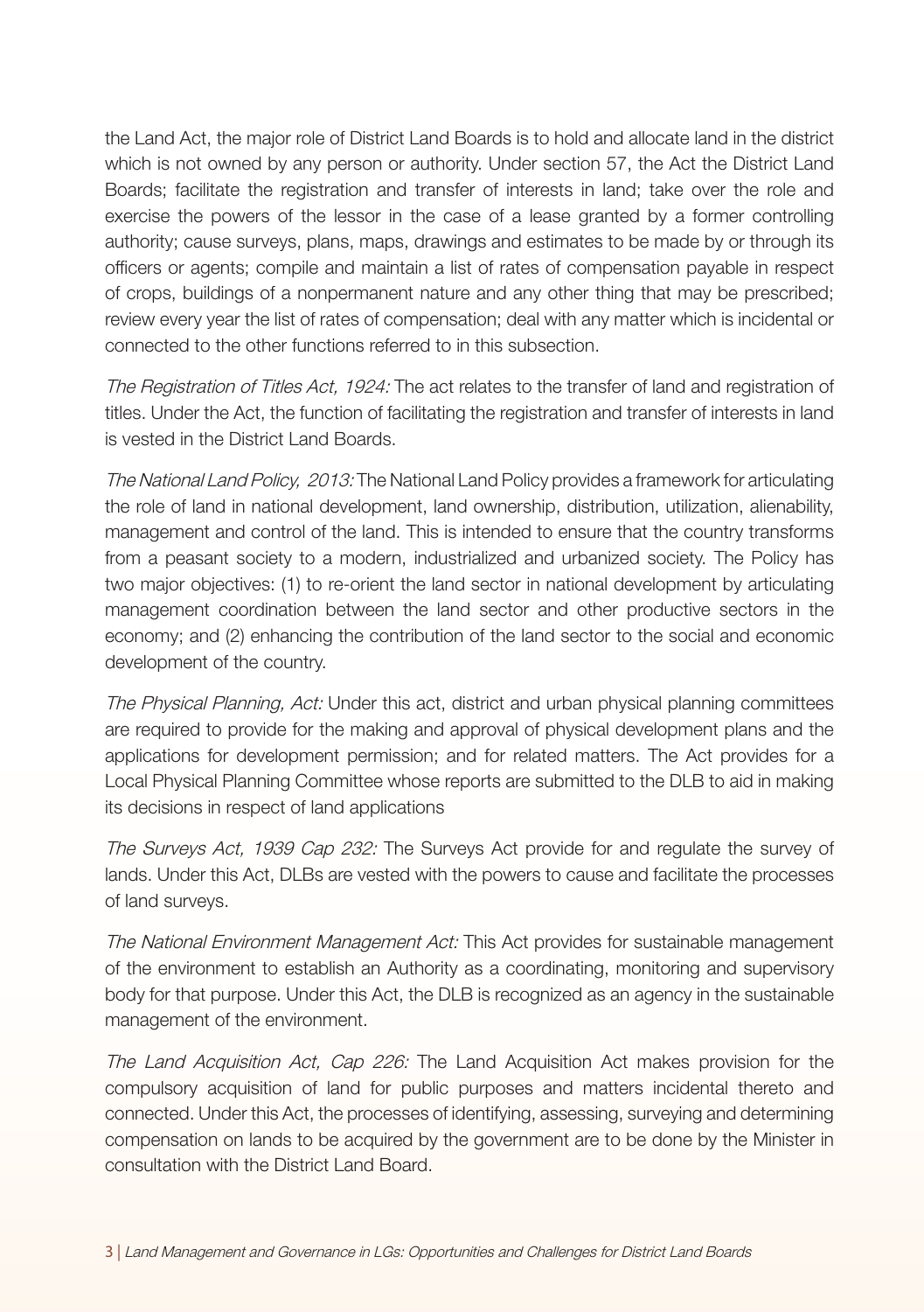the Land Act, the major role of District Land Boards is to hold and allocate land in the district which is not owned by any person or authority. Under section 57, the Act the District Land Boards; facilitate the registration and transfer of interests in land; take over the role and exercise the powers of the lessor in the case of a lease granted by a former controlling authority; cause surveys, plans, maps, drawings and estimates to be made by or through its officers or agents; compile and maintain a list of rates of compensation payable in respect of crops, buildings of a nonpermanent nature and any other thing that may be prescribed; review every year the list of rates of compensation; deal with any matter which is incidental or connected to the other functions referred to in this subsection.

*The Registration of Titles Act, 1924:* The act relates to the transfer of land and registration of titles. Under the Act, the function of facilitating the registration and transfer of interests in land is vested in the District Land Boards.

*The National Land Policy, 2013:* The National Land Policy provides a framework for articulating the role of land in national development, land ownership, distribution, utilization, alienability, management and control of the land. This is intended to ensure that the country transforms from a peasant society to a modern, industrialized and urbanized society. The Policy has two major objectives: (1) to re-orient the land sector in national development by articulating management coordination between the land sector and other productive sectors in the economy; and (2) enhancing the contribution of the land sector to the social and economic development of the country.

*The Physical Planning, Act:* Under this act, district and urban physical planning committees are required to provide for the making and approval of physical development plans and the applications for development permission; and for related matters. The Act provides for a Local Physical Planning Committee whose reports are submitted to the DLB to aid in making its decisions in respect of land applications

*The Surveys Act, 1939 Cap 232:* The Surveys Act provide for and regulate the survey of lands. Under this Act, DLBs are vested with the powers to cause and facilitate the processes of land surveys.

*The National Environment Management Act:* This Act provides for sustainable management of the environment to establish an Authority as a coordinating, monitoring and supervisory body for that purpose. Under this Act, the DLB is recognized as an agency in the sustainable management of the environment.

*The Land Acquisition Act, Cap 226:* The Land Acquisition Act makes provision for the compulsory acquisition of land for public purposes and matters incidental thereto and connected. Under this Act, the processes of identifying, assessing, surveying and determining compensation on lands to be acquired by the government are to be done by the Minister in consultation with the District Land Board.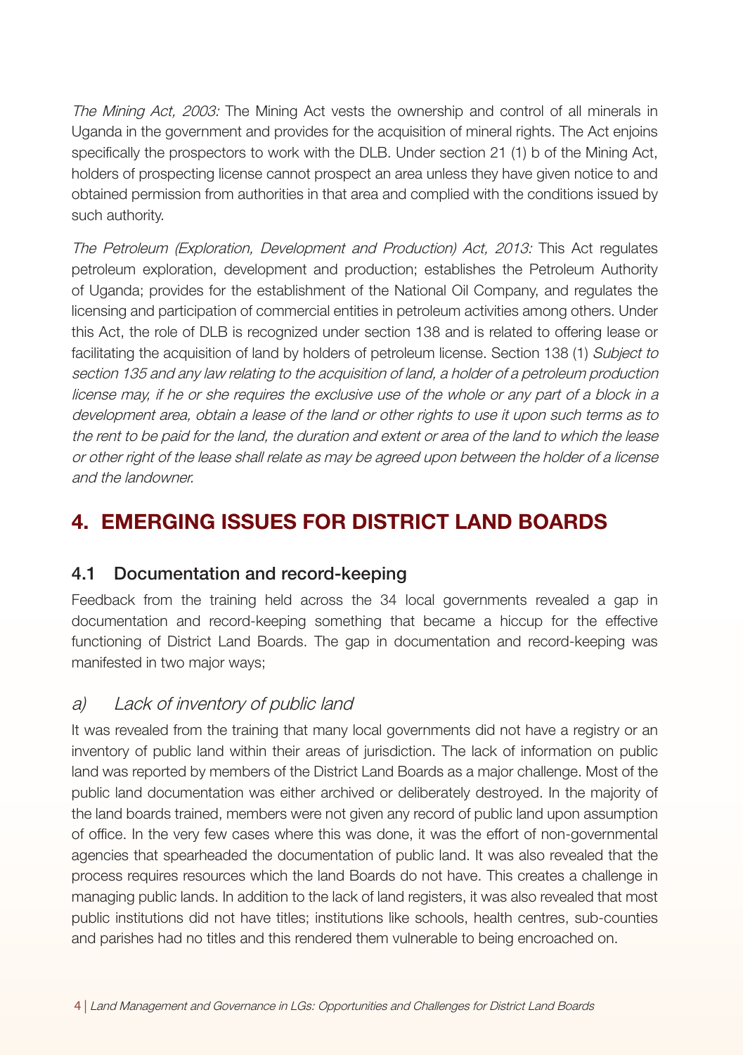*The Mining Act, 2003:* The Mining Act vests the ownership and control of all minerals in Uganda in the government and provides for the acquisition of mineral rights. The Act enjoins specifically the prospectors to work with the DLB. Under section 21 (1) b of the Mining Act, holders of prospecting license cannot prospect an area unless they have given notice to and obtained permission from authorities in that area and complied with the conditions issued by such authority.

*The Petroleum (Exploration, Development and Production) Act, 2013:* This Act regulates petroleum exploration, development and production; establishes the Petroleum Authority of Uganda; provides for the establishment of the National Oil Company, and regulates the licensing and participation of commercial entities in petroleum activities among others. Under this Act, the role of DLB is recognized under section 138 and is related to offering lease or facilitating the acquisition of land by holders of petroleum license. Section 138 (1) *Subject to section 135 and any law relating to the acquisition of land, a holder of a petroleum production license may, if he or she requires the exclusive use of the whole or any part of a block in a development area, obtain a lease of the land or other rights to use it upon such terms as to the rent to be paid for the land, the duration and extent or area of the land to which the lease or other right of the lease shall relate as may be agreed upon between the holder of a license and the landowner.*

# 4. EMERGING ISSUES FOR DISTRICT LAND BOARDS

## 4.1 Documentation and record-keeping

Feedback from the training held across the 34 local governments revealed a gap in documentation and record-keeping something that became a hiccup for the effective functioning of District Land Boards. The gap in documentation and record-keeping was manifested in two major ways;

### *a) Lack of inventory of public land*

It was revealed from the training that many local governments did not have a registry or an inventory of public land within their areas of jurisdiction. The lack of information on public land was reported by members of the District Land Boards as a major challenge. Most of the public land documentation was either archived or deliberately destroyed. In the majority of the land boards trained, members were not given any record of public land upon assumption of office. In the very few cases where this was done, it was the effort of non-governmental agencies that spearheaded the documentation of public land. It was also revealed that the process requires resources which the land Boards do not have. This creates a challenge in managing public lands. In addition to the lack of land registers, it was also revealed that most public institutions did not have titles; institutions like schools, health centres, sub-counties and parishes had no titles and this rendered them vulnerable to being encroached on.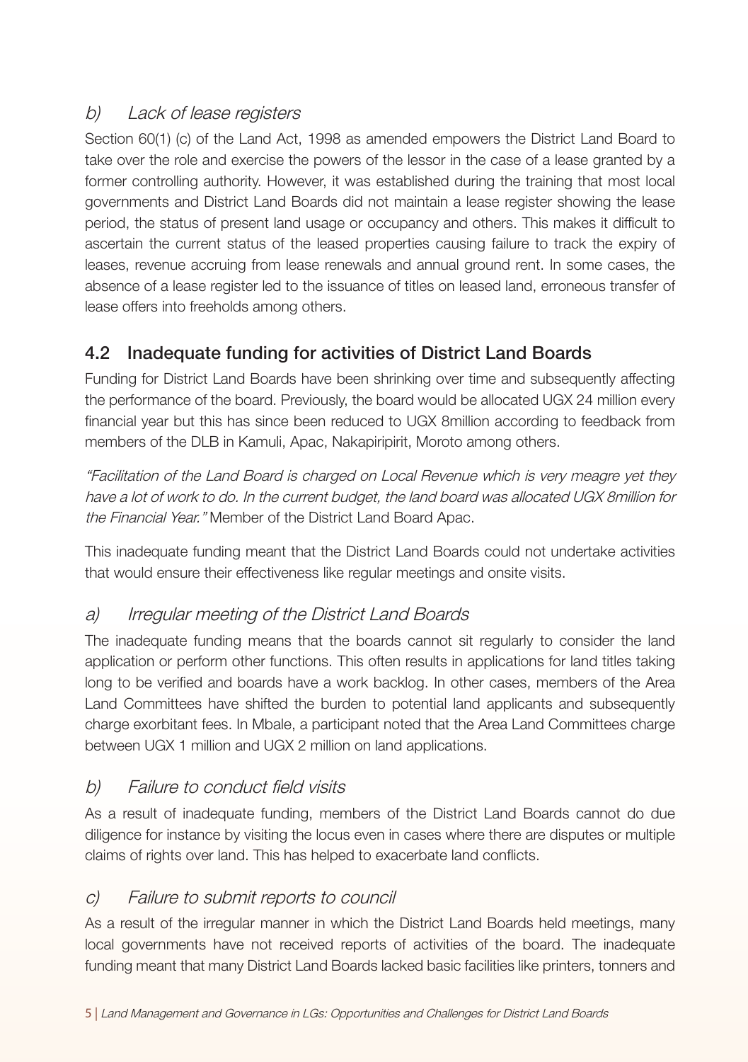### *b) Lack of lease registers*

Section 60(1) (c) of the Land Act, 1998 as amended empowers the District Land Board to take over the role and exercise the powers of the lessor in the case of a lease granted by a former controlling authority. However, it was established during the training that most local governments and District Land Boards did not maintain a lease register showing the lease period, the status of present land usage or occupancy and others. This makes it difficult to ascertain the current status of the leased properties causing failure to track the expiry of leases, revenue accruing from lease renewals and annual ground rent. In some cases, the absence of a lease register led to the issuance of titles on leased land, erroneous transfer of lease offers into freeholds among others.

## 4.2 Inadequate funding for activities of District Land Boards

Funding for District Land Boards have been shrinking over time and subsequently affecting the performance of the board. Previously, the board would be allocated UGX 24 million every financial year but this has since been reduced to UGX 8million according to feedback from members of the DLB in Kamuli, Apac, Nakapiripirit, Moroto among others.

*"Facilitation of the Land Board is charged on Local Revenue which is very meagre yet they have a lot of work to do. In the current budget, the land board was allocated UGX 8million for the Financial Year."* Member of the District Land Board Apac.

This inadequate funding meant that the District Land Boards could not undertake activities that would ensure their effectiveness like regular meetings and onsite visits.

### *a) Irregular meeting of the District Land Boards*

The inadequate funding means that the boards cannot sit regularly to consider the land application or perform other functions. This often results in applications for land titles taking long to be verified and boards have a work backlog. In other cases, members of the Area Land Committees have shifted the burden to potential land applicants and subsequently charge exorbitant fees. In Mbale, a participant noted that the Area Land Committees charge between UGX 1 million and UGX 2 million on land applications.

### *b) Failure to conduct field visits*

As a result of inadequate funding, members of the District Land Boards cannot do due diligence for instance by visiting the locus even in cases where there are disputes or multiple claims of rights over land. This has helped to exacerbate land conflicts.

### *c) Failure to submit reports to council*

As a result of the irregular manner in which the District Land Boards held meetings, many local governments have not received reports of activities of the board. The inadequate funding meant that many District Land Boards lacked basic facilities like printers, tonners and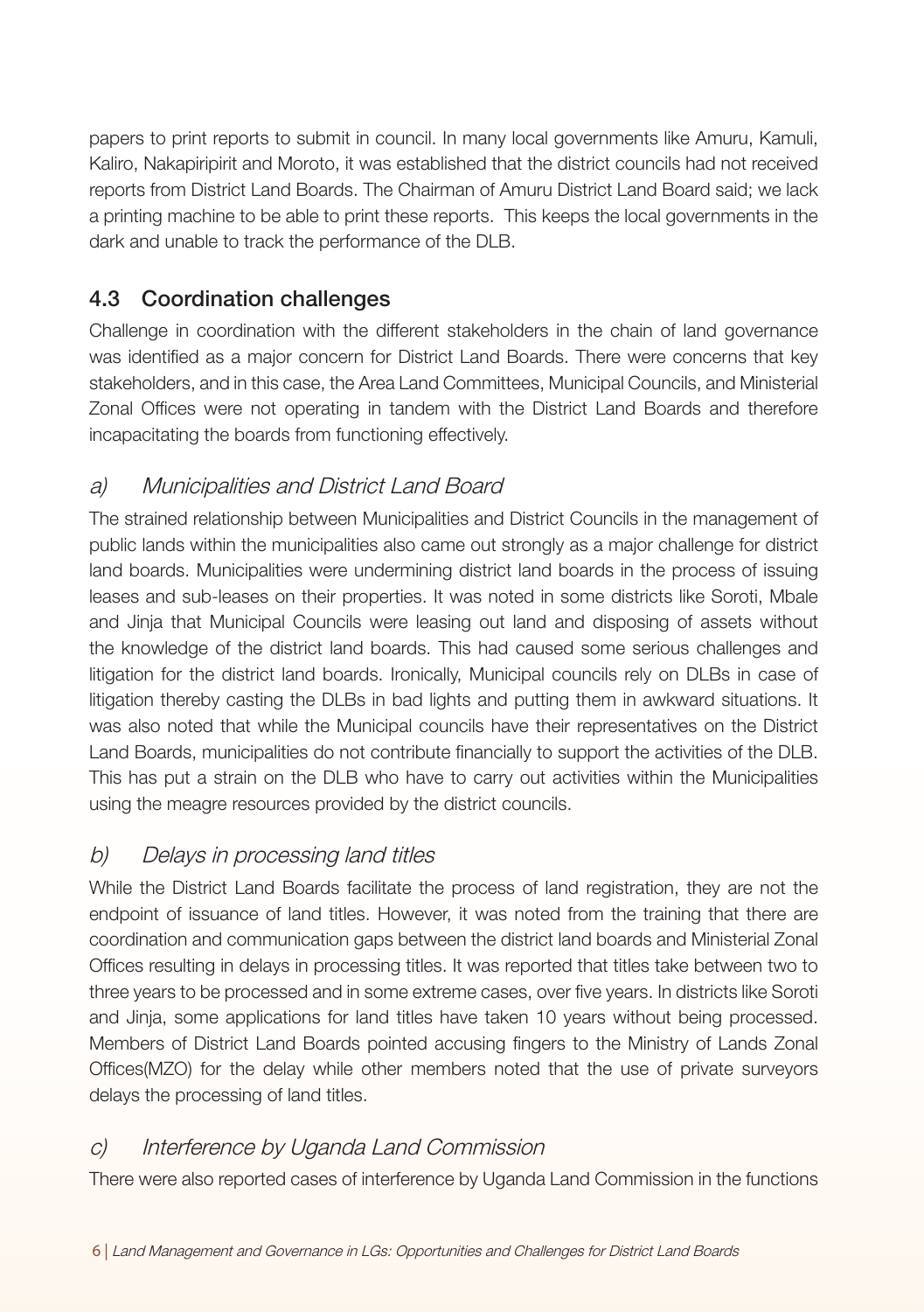papers to print reports to submit in council. In many local governments like Amuru, Kamuli, Kaliro, Nakapiripirit and Moroto, it was established that the district councils had not received reports from District Land Boards. The Chairman of Amuru District Land Board said; we lack a printing machine to be able to print these reports. This keeps the local governments in the dark and unable to track the performance of the DLB.

## 4.3 Coordination challenges

Challenge in coordination with the different stakeholders in the chain of land governance was identified as a major concern for District Land Boards. There were concerns that key stakeholders, and in this case, the Area Land Committees, Municipal Councils, and Ministerial Zonal Offices were not operating in tandem with the District Land Boards and therefore incapacitating the boards from functioning effectively.

### *a) Municipalities and District Land Board*

The strained relationship between Municipalities and District Councils in the management of public lands within the municipalities also came out strongly as a major challenge for district land boards. Municipalities were undermining district land boards in the process of issuing leases and sub-leases on their properties. It was noted in some districts like Soroti, Mbale and Jinja that Municipal Councils were leasing out land and disposing of assets without the knowledge of the district land boards. This had caused some serious challenges and litigation for the district land boards. Ironically, Municipal councils rely on DLBs in case of litigation thereby casting the DLBs in bad lights and putting them in awkward situations. It was also noted that while the Municipal councils have their representatives on the District Land Boards, municipalities do not contribute financially to support the activities of the DLB. This has put a strain on the DLB who have to carry out activities within the Municipalities using the meagre resources provided by the district councils.

### *b) Delays in processing land titles*

While the District Land Boards facilitate the process of land registration, they are not the endpoint of issuance of land titles. However, it was noted from the training that there are coordination and communication gaps between the district land boards and Ministerial Zonal Offices resulting in delays in processing titles. It was reported that titles take between two to three years to be processed and in some extreme cases, over five years. In districts like Soroti and Jinja, some applications for land titles have taken 10 years without being processed. Members of District Land Boards pointed accusing fingers to the Ministry of Lands Zonal Offices(MZO) for the delay while other members noted that the use of private surveyors delays the processing of land titles.

### *c) Interference by Uganda Land Commission*

There were also reported cases of interference by Uganda Land Commission in the functions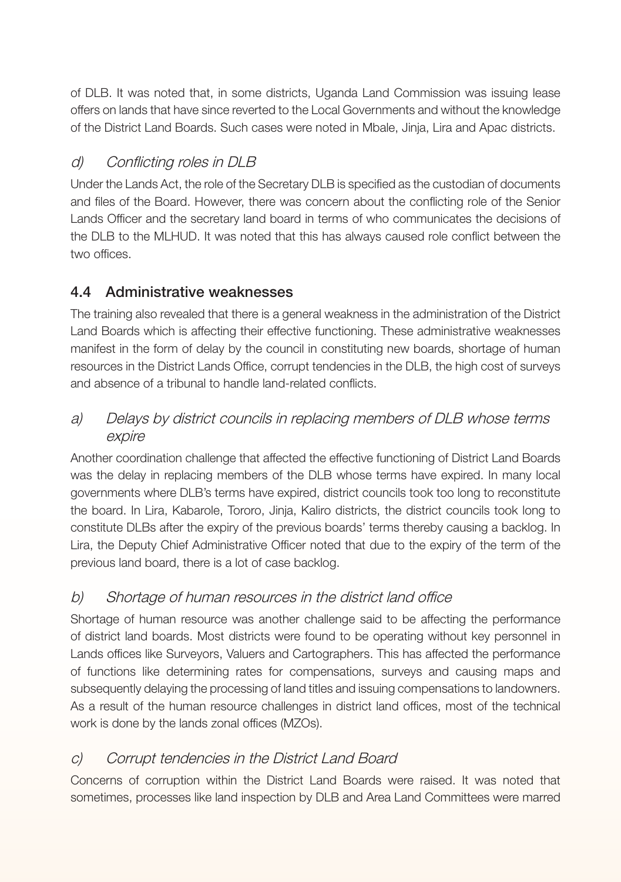of DLB. It was noted that, in some districts, Uganda Land Commission was issuing lease offers on lands that have since reverted to the Local Governments and without the knowledge of the District Land Boards. Such cases were noted in Mbale, Jinja, Lira and Apac districts.

### *d) Conflicting roles in DLB*

Under the Lands Act, the role of the Secretary DLB is specified as the custodian of documents and files of the Board. However, there was concern about the conflicting role of the Senior Lands Officer and the secretary land board in terms of who communicates the decisions of the DLB to the MLHUD. It was noted that this has always caused role conflict between the two offices.

## 4.4 Administrative weaknesses

The training also revealed that there is a general weakness in the administration of the District Land Boards which is affecting their effective functioning. These administrative weaknesses manifest in the form of delay by the council in constituting new boards, shortage of human resources in the District Lands Office, corrupt tendencies in the DLB, the high cost of surveys and absence of a tribunal to handle land-related conflicts.

### *a) Delays by district councils in replacing members of DLB whose terms expire*

Another coordination challenge that affected the effective functioning of District Land Boards was the delay in replacing members of the DLB whose terms have expired. In many local governments where DLB's terms have expired, district councils took too long to reconstitute the board. In Lira, Kabarole, Tororo, Jinja, Kaliro districts, the district councils took long to constitute DLBs after the expiry of the previous boards' terms thereby causing a backlog. In Lira, the Deputy Chief Administrative Officer noted that due to the expiry of the term of the previous land board, there is a lot of case backlog.

### *b) Shortage of human resources in the district land office*

Shortage of human resource was another challenge said to be affecting the performance of district land boards. Most districts were found to be operating without key personnel in Lands offices like Surveyors, Valuers and Cartographers. This has affected the performance of functions like determining rates for compensations, surveys and causing maps and subsequently delaying the processing of land titles and issuing compensations to landowners. As a result of the human resource challenges in district land offices, most of the technical work is done by the lands zonal offices (MZOs).

### *c) Corrupt tendencies in the District Land Board*

Concerns of corruption within the District Land Boards were raised. It was noted that sometimes, processes like land inspection by DLB and Area Land Committees were marred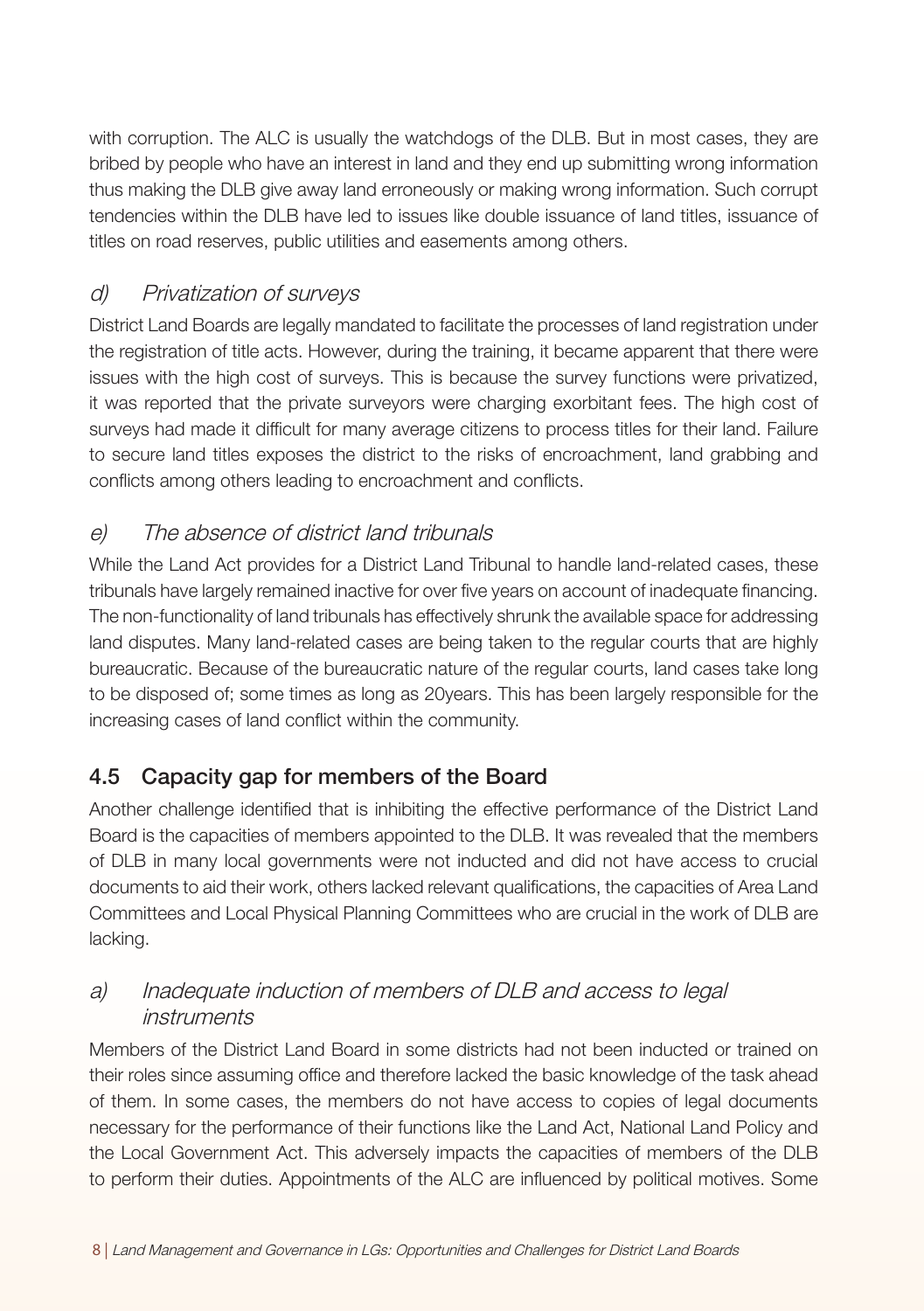with corruption. The ALC is usually the watchdogs of the DLB. But in most cases, they are bribed by people who have an interest in land and they end up submitting wrong information thus making the DLB give away land erroneously or making wrong information. Such corrupt tendencies within the DLB have led to issues like double issuance of land titles, issuance of titles on road reserves, public utilities and easements among others.

### *d) Privatization of surveys*

District Land Boards are legally mandated to facilitate the processes of land registration under the registration of title acts. However, during the training, it became apparent that there were issues with the high cost of surveys. This is because the survey functions were privatized, it was reported that the private surveyors were charging exorbitant fees. The high cost of surveys had made it difficult for many average citizens to process titles for their land. Failure to secure land titles exposes the district to the risks of encroachment, land grabbing and conflicts among others leading to encroachment and conflicts.

### *e) The absence of district land tribunals*

While the Land Act provides for a District Land Tribunal to handle land-related cases, these tribunals have largely remained inactive for over five years on account of inadequate financing. The non-functionality of land tribunals has effectively shrunk the available space for addressing land disputes. Many land-related cases are being taken to the regular courts that are highly bureaucratic. Because of the bureaucratic nature of the regular courts, land cases take long to be disposed of; some times as long as 20years. This has been largely responsible for the increasing cases of land conflict within the community.

## 4.5 Capacity gap for members of the Board

Another challenge identified that is inhibiting the effective performance of the District Land Board is the capacities of members appointed to the DLB. It was revealed that the members of DLB in many local governments were not inducted and did not have access to crucial documents to aid their work, others lacked relevant qualifications, the capacities of Area Land Committees and Local Physical Planning Committees who are crucial in the work of DLB are lacking.

### *a) Inadequate induction of members of DLB and access to legal instruments*

Members of the District Land Board in some districts had not been inducted or trained on their roles since assuming office and therefore lacked the basic knowledge of the task ahead of them. In some cases, the members do not have access to copies of legal documents necessary for the performance of their functions like the Land Act, National Land Policy and the Local Government Act. This adversely impacts the capacities of members of the DLB to perform their duties. Appointments of the ALC are influenced by political motives. Some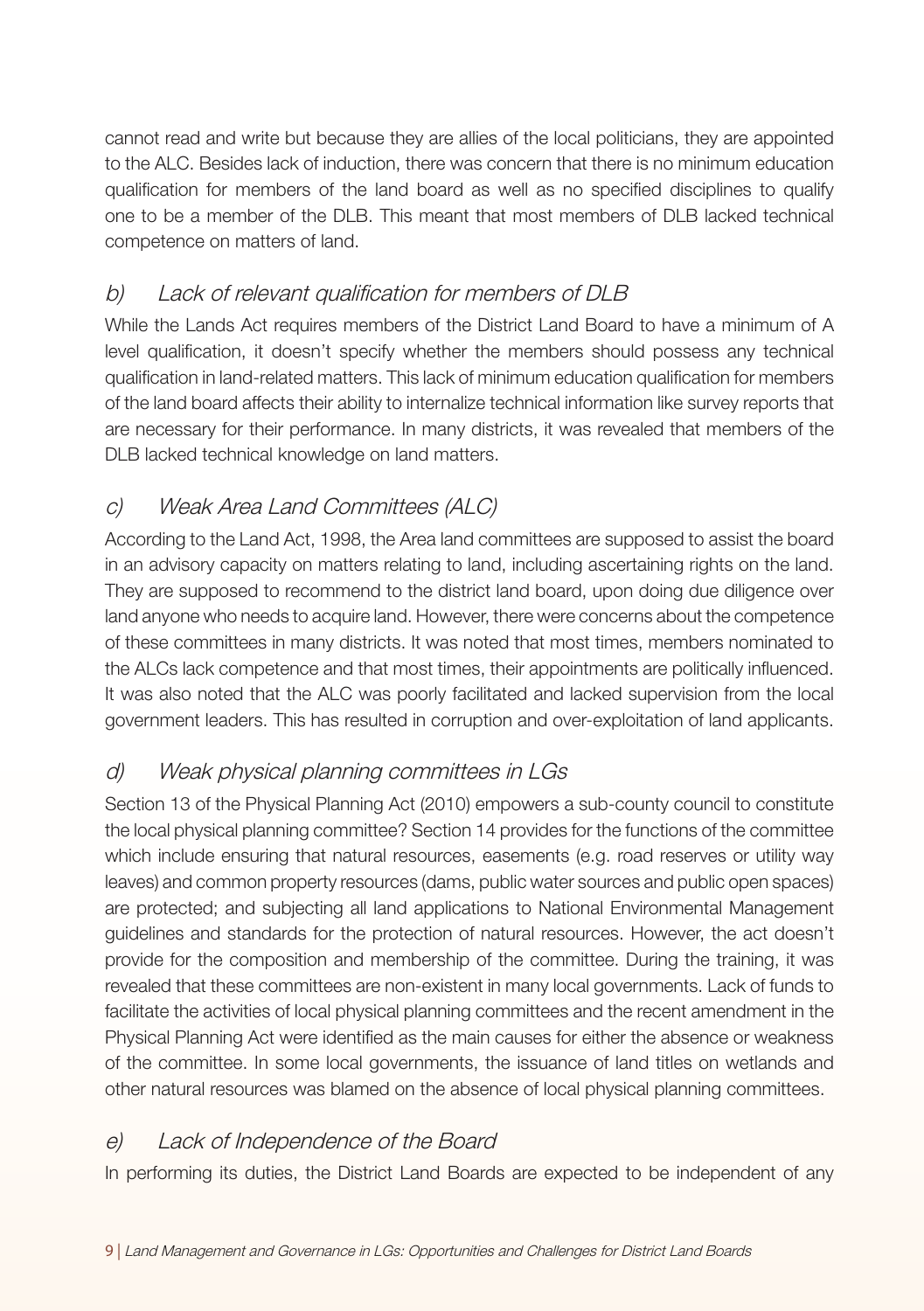cannot read and write but because they are allies of the local politicians, they are appointed to the ALC. Besides lack of induction, there was concern that there is no minimum education qualification for members of the land board as well as no specified disciplines to qualify one to be a member of the DLB. This meant that most members of DLB lacked technical competence on matters of land.

### *b) Lack of relevant qualification for members of DLB*

While the Lands Act requires members of the District Land Board to have a minimum of A level qualification, it doesn't specify whether the members should possess any technical qualification in land-related matters. This lack of minimum education qualification for members of the land board affects their ability to internalize technical information like survey reports that are necessary for their performance. In many districts, it was revealed that members of the DLB lacked technical knowledge on land matters.

### *c) Weak Area Land Committees (ALC)*

According to the Land Act, 1998, the Area land committees are supposed to assist the board in an advisory capacity on matters relating to land, including ascertaining rights on the land. They are supposed to recommend to the district land board, upon doing due diligence over land anyone who needs to acquire land. However, there were concerns about the competence of these committees in many districts. It was noted that most times, members nominated to the ALCs lack competence and that most times, their appointments are politically influenced. It was also noted that the ALC was poorly facilitated and lacked supervision from the local government leaders. This has resulted in corruption and over-exploitation of land applicants.

### *d) Weak physical planning committees in LGs*

Section 13 of the Physical Planning Act (2010) empowers a sub-county council to constitute the local physical planning committee? Section 14 provides for the functions of the committee which include ensuring that natural resources, easements (e.g. road reserves or utility way leaves) and common property resources (dams, public water sources and public open spaces) are protected; and subjecting all land applications to National Environmental Management guidelines and standards for the protection of natural resources. However, the act doesn't provide for the composition and membership of the committee. During the training, it was revealed that these committees are non-existent in many local governments. Lack of funds to facilitate the activities of local physical planning committees and the recent amendment in the Physical Planning Act were identified as the main causes for either the absence or weakness of the committee. In some local governments, the issuance of land titles on wetlands and other natural resources was blamed on the absence of local physical planning committees.

### *e) Lack of Independence of the Board*

In performing its duties, the District Land Boards are expected to be independent of any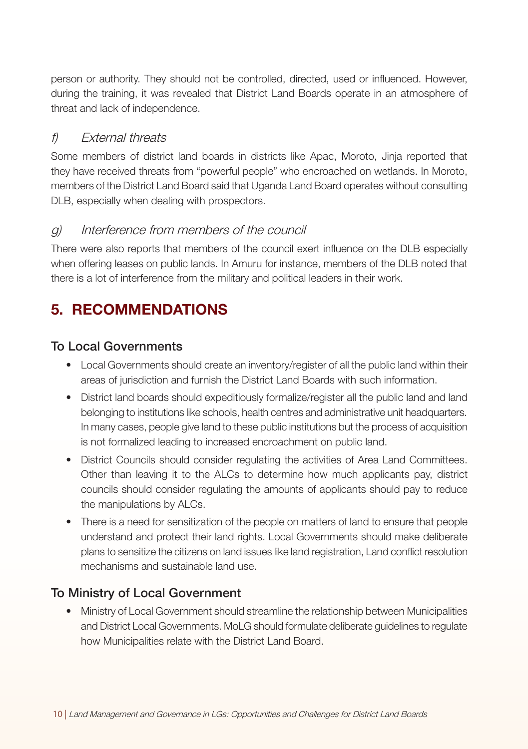person or authority. They should not be controlled, directed, used or influenced. However, during the training, it was revealed that District Land Boards operate in an atmosphere of threat and lack of independence.

### *f) External threats*

Some members of district land boards in districts like Apac, Moroto, Jinja reported that they have received threats from "powerful people" who encroached on wetlands. In Moroto, members of the District Land Board said that Uganda Land Board operates without consulting DLB, especially when dealing with prospectors.

### *g) Interference from members of the council*

There were also reports that members of the council exert influence on the DLB especially when offering leases on public lands. In Amuru for instance, members of the DLB noted that there is a lot of interference from the military and political leaders in their work.

## 5. RECOMMENDATIONS

### To Local Governments

- Local Governments should create an inventory/register of all the public land within their areas of jurisdiction and furnish the District Land Boards with such information.
- District land boards should expeditiously formalize/register all the public land and land belonging to institutions like schools, health centres and administrative unit headquarters. In many cases, people give land to these public institutions but the process of acquisition is not formalized leading to increased encroachment on public land.
- District Councils should consider regulating the activities of Area Land Committees. Other than leaving it to the ALCs to determine how much applicants pay, district councils should consider regulating the amounts of applicants should pay to reduce the manipulations by ALCs.
- There is a need for sensitization of the people on matters of land to ensure that people understand and protect their land rights. Local Governments should make deliberate plans to sensitize the citizens on land issues like land registration, Land conflict resolution mechanisms and sustainable land use.

### To Ministry of Local Government

- Ministry of Local Government should streamline the relationship between Municipalities and District Local Governments. MoLG should formulate deliberate guidelines to regulate how Municipalities relate with the District Land Board.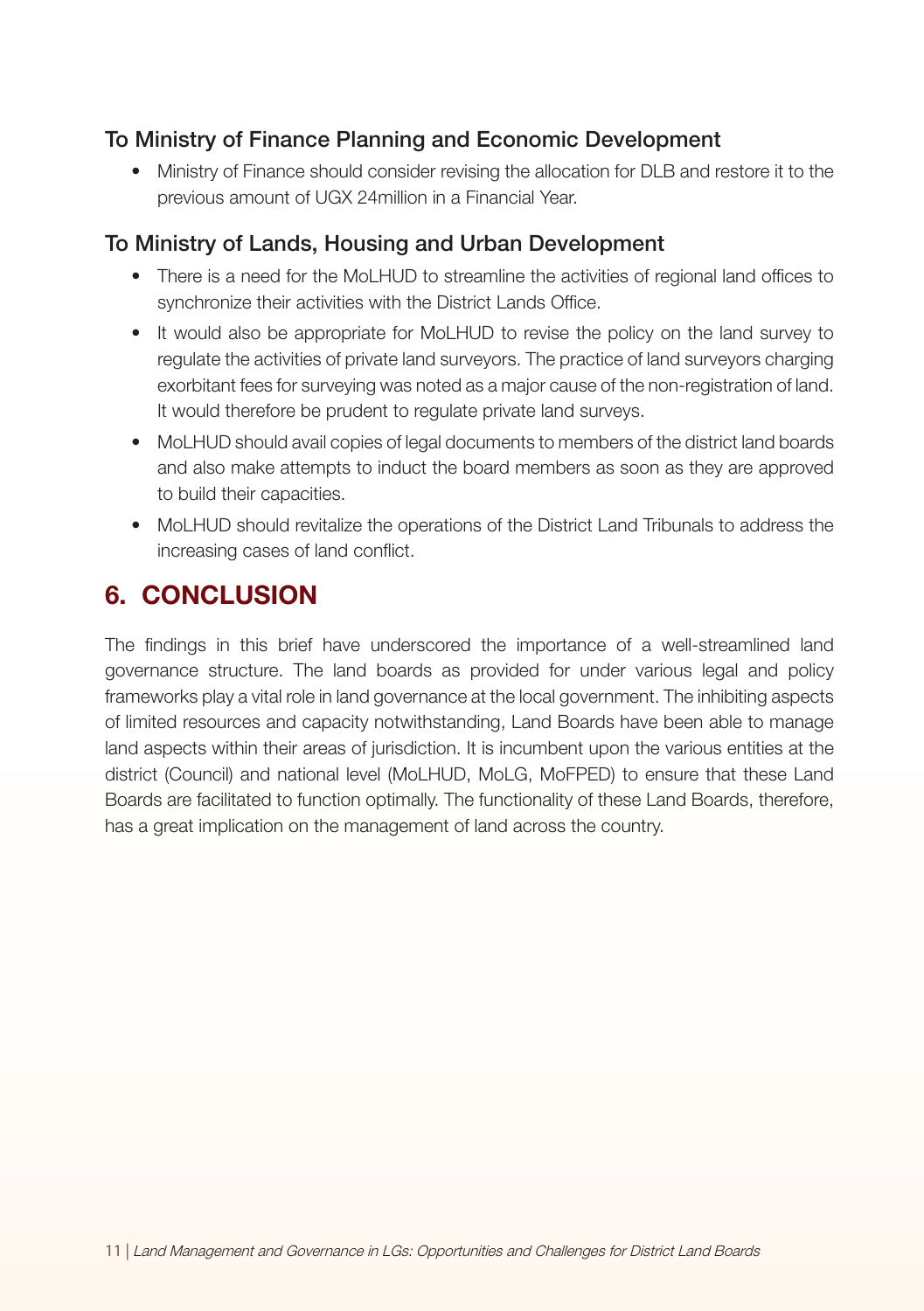### To Ministry of Finance Planning and Economic Development

- Ministry of Finance should consider revising the allocation for DLB and restore it to the previous amount of UGX 24million in a Financial Year.

### To Ministry of Lands, Housing and Urban Development

- There is a need for the MoLHUD to streamline the activities of regional land offices to synchronize their activities with the District Lands Office.
- It would also be appropriate for MoLHUD to revise the policy on the land survey to regulate the activities of private land surveyors. The practice of land surveyors charging exorbitant fees for surveying was noted as a major cause of the non-registration of land. It would therefore be prudent to regulate private land surveys.
- MoLHUD should avail copies of legal documents to members of the district land boards and also make attempts to induct the board members as soon as they are approved to build their capacities.
- MoLHUD should revitalize the operations of the District Land Tribunals to address the increasing cases of land conflict.

## 6. CONCLUSION

The findings in this brief have underscored the importance of a well-streamlined land governance structure. The land boards as provided for under various legal and policy frameworks play a vital role in land governance at the local government. The inhibiting aspects of limited resources and capacity notwithstanding, Land Boards have been able to manage land aspects within their areas of jurisdiction. It is incumbent upon the various entities at the district (Council) and national level (MoLHUD, MoLG, MoFPED) to ensure that these Land Boards are facilitated to function optimally. The functionality of these Land Boards, therefore, has a great implication on the management of land across the country.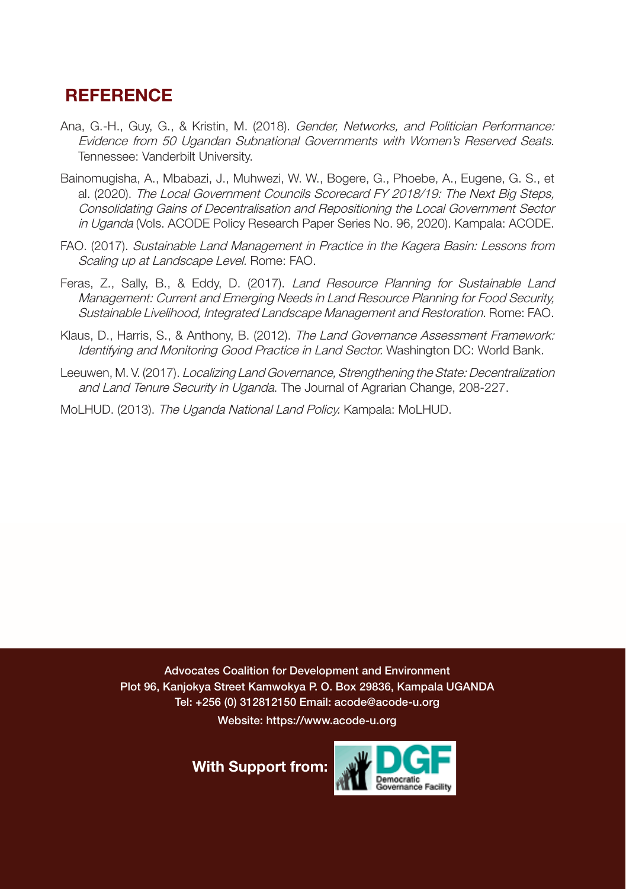## REFERENCE

Ana, G.-H., Guy, G., & Kristin, M. (2018). *Gender, Networks, and Politician Performance: Evidence from 50 Ugandan Subnational Governments with Women's Reserved Seats*. Tennessee: Vanderbilt University.

Bainomugisha, A., Mbabazi, J., Muhwezi, W. W., Bogere, G., Phoebe, A., Eugene, G. S., et al. (2020). *The Local Government Councils Scorecard FY 2018/19: The Next Big Steps, Consolidating Gains of Decentralisation and Repositioning the Local Government Sector in Uganda* (Vols. ACODE Policy Research Paper Series No. 96, 2020). Kampala: ACODE.

FAO. (2017). *Sustainable Land Management in Practice in the Kagera Basin: Lessons from Scaling up at Landscape Level.* Rome: FAO.

Feras, Z., Sally, B., & Eddy, D. (2017). *Land Resource Planning for Sustainable Land Management: Current and Emerging Needs in Land Resource Planning for Food Security, Sustainable Livelihood, Integrated Landscape Management and Restoration*. Rome: FAO.

Klaus, D., Harris, S., & Anthony, B. (2012). *The Land Governance Assessment Framework: Identifying and Monitoring Good Practice in Land Sector.* Washington DC: World Bank.

Leeuwen, M. V. (2017). *Localizing Land Governance, Strengthening the State: Decentralization and Land Tenure Security in Uganda*. The Journal of Agrarian Change, 208-227.

MoLHUD. (2013). *The Uganda National Land Policy.* Kampala: MoLHUD.

Advocates Coalition for Development and Environment
Plot 96, Kanjokya Street Kamwokya P. O. Box 29836, Kampala UGANDA
Tel: +256 (0) 312812150 Email: acode@acode-u.org
Website: https://www.acode-u.org

**With Support from:** DGF Democratic Governance Facility